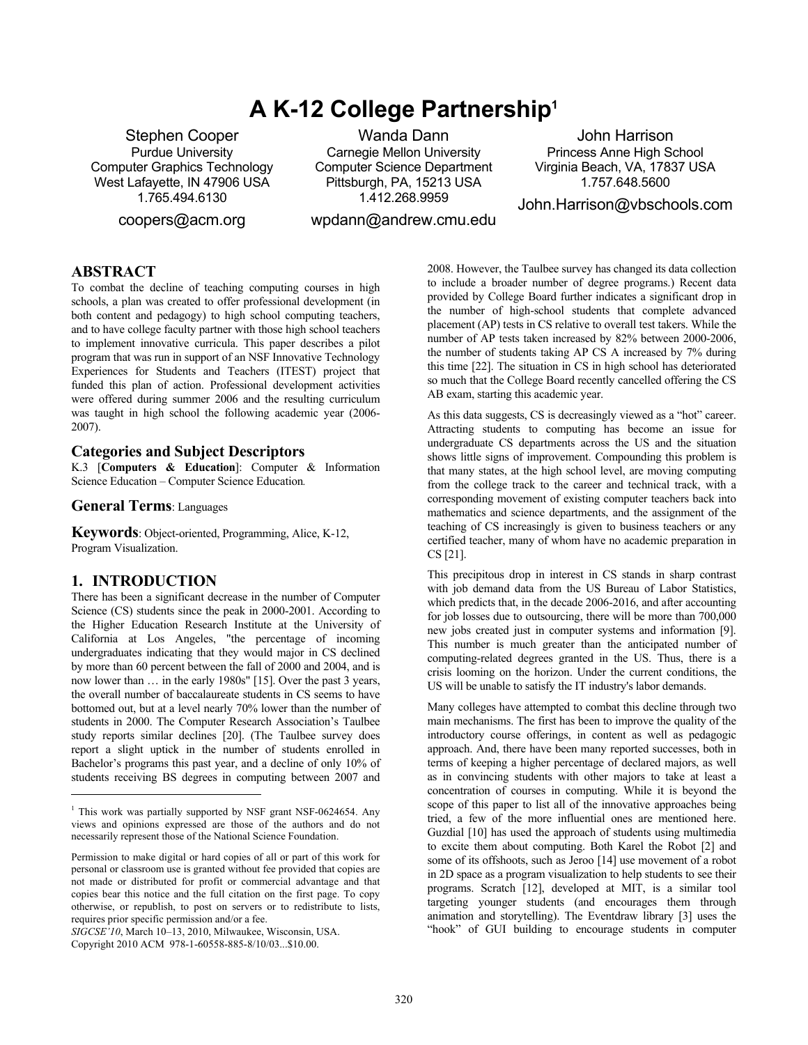# A K-12 College Partnership[1]

Stephen Cooper
Purdue University
Computer Graphics Technology
West Lafayette, IN 47906 USA
1.765.494.6130
coopers@acm.org

Wanda Dann
Carnegie Mellon University
Computer Science Department
Pittsburgh, PA, 15213 USA
1.412.268.9959
wpdann@andrew.cmu.edu

John Harrison
Princess Anne High School
Virginia Beach, VA, 17837 USA
1.757.648.5600
John.Harrison@vbschools.com

## ABSTRACT

To combat the decline of teaching computing courses in high schools, a plan was created to offer professional development (in both content and pedagogy) to high school computing teachers, and to have college faculty partner with those high school teachers to implement innovative curricula. This paper describes a pilot program that was run in support of an NSF Innovative Technology Experiences for Students and Teachers (ITEST) project that funded this plan of action. Professional development activities were offered during summer 2006 and the resulting curriculum was taught in high school the following academic year (2006-2007).

## Categories and Subject Descriptors

K.3 [**Computers & Education**]: Computer & Information Science Education – Computer Science Education.

## General Terms: Languages

## Keywords: Object-oriented, Programming, Alice, K-12, Program Visualization.

## 1. INTRODUCTION

There has been a significant decrease in the number of Computer Science (CS) students since the peak in 2000-2001. According to the Higher Education Research Institute at the University of California at Los Angeles, "the percentage of incoming undergraduates indicating that they would major in CS declined by more than 60 percent between the fall of 2000 and 2004, and is now lower than … in the early 1980s" [15]. Over the past 3 years, the overall number of baccalaureate students in CS seems to have bottomed out, but at a level nearly 70% lower than the number of students in 2000. The Computer Research Association's Taulbee study reports similar declines [20]. (The Taulbee survey does report a slight uptick in the number of students enrolled in Bachelor's programs this past year, and a decline of only 10% of students receiving BS degrees in computing between 2007 and 2008. However, the Taulbee survey has changed its data collection to include a broader number of degree programs.) Recent data provided by College Board further indicates a significant drop in the number of high-school students that complete advanced placement (AP) tests in CS relative to overall test takers. While the number of AP tests taken increased by 82% between 2000-2006, the number of students taking AP CS A increased by 7% during this time [22]. The situation in CS in high school has deteriorated so much that the College Board recently cancelled offering the CS AB exam, starting this academic year.

As this data suggests, CS is decreasingly viewed as a "hot" career. Attracting students to computing has become an issue for undergraduate CS departments across the US and the situation shows little signs of improvement. Compounding this problem is that many states, at the high school level, are moving computing from the college track to the career and technical track, with a corresponding movement of existing computer teachers back into mathematics and science departments, and the assignment of the teaching of CS increasingly is given to business teachers or any certified teacher, many of whom have no academic preparation in CS [21].

This precipitous drop in interest in CS stands in sharp contrast with job demand data from the US Bureau of Labor Statistics, which predicts that, in the decade 2006-2016, and after accounting for job losses due to outsourcing, there will be more than 700,000 new jobs created just in computer systems and information [9]. This number is much greater than the anticipated number of computing-related degrees granted in the US. Thus, there is a crisis looming on the horizon. Under the current conditions, the US will be unable to satisfy the IT industry's labor demands.

Many colleges have attempted to combat this decline through two main mechanisms. The first has been to improve the quality of the introductory course offerings, in content as well as pedagogic approach. And, there have been many reported successes, both in terms of keeping a higher percentage of declared majors, as well as in convincing students with other majors to take at least a concentration of courses in computing. While it is beyond the scope of this paper to list all of the innovative approaches being tried, a few of the more influential ones are mentioned here. Guzdial [10] has used the approach of students using multimedia to excite them about computing. Both Karel the Robot [2] and some of its offshoots, such as Jeroo [14] use movement of a robot in 2D space as a program visualization to help students to see their programs. Scratch [12], developed at MIT, is a similar tool targeting younger students (and encourages them through animation and storytelling). The Eventdraw library [3] uses the "hook" of GUI building to encourage students in computer

---

[1] This work was partially supported by NSF grant NSF-0624654. Any views and opinions expressed are those of the authors and do not necessarily represent those of the National Science Foundation.

Permission to make digital or hard copies of all or part of this work for personal or classroom use is granted without fee provided that copies are not made or distributed for profit or commercial advantage and that copies bear this notice and the full citation on the first page. To copy otherwise, or republish, to post on servers or to redistribute to lists, requires prior specific permission and/or a fee.
*SIGCSE'10*, March 10–13, 2010, Milwaukee, Wisconsin, USA.
Copyright 2010 ACM 978-1-60558-885-8/10/03...$10.00.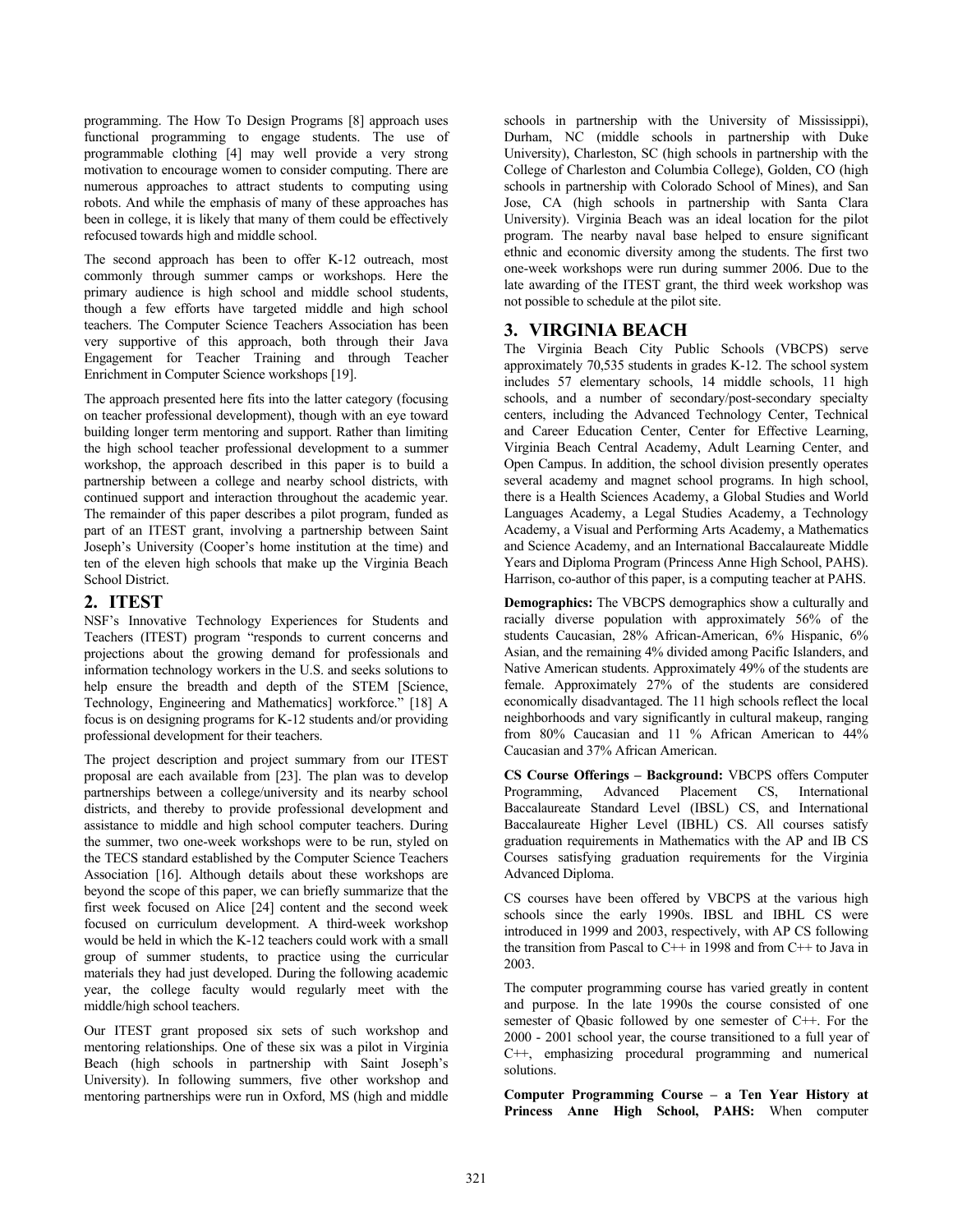programming. The How To Design Programs [8] approach uses functional programming to engage students. The use of programmable clothing [4] may well provide a very strong motivation to encourage women to consider computing. There are numerous approaches to attract students to computing using robots. And while the emphasis of many of these approaches has been in college, it is likely that many of them could be effectively refocused towards high and middle school.

The second approach has been to offer K-12 outreach, most commonly through summer camps or workshops. Here the primary audience is high school and middle school students, though a few efforts have targeted middle and high school teachers. The Computer Science Teachers Association has been very supportive of this approach, both through their Java Engagement for Teacher Training and through Teacher Enrichment in Computer Science workshops [19].

The approach presented here fits into the latter category (focusing on teacher professional development), though with an eye toward building longer term mentoring and support. Rather than limiting the high school teacher professional development to a summer workshop, the approach described in this paper is to build a partnership between a college and nearby school districts, with continued support and interaction throughout the academic year. The remainder of this paper describes a pilot program, funded as part of an ITEST grant, involving a partnership between Saint Joseph's University (Cooper's home institution at the time) and ten of the eleven high schools that make up the Virginia Beach School District.

## 2. ITEST

NSF's Innovative Technology Experiences for Students and Teachers (ITEST) program "responds to current concerns and projections about the growing demand for professionals and information technology workers in the U.S. and seeks solutions to help ensure the breadth and depth of the STEM [Science, Technology, Engineering and Mathematics] workforce." [18] A focus is on designing programs for K-12 students and/or providing professional development for their teachers.

The project description and project summary from our ITEST proposal are each available from [23]. The plan was to develop partnerships between a college/university and its nearby school districts, and thereby to provide professional development and assistance to middle and high school computer teachers. During the summer, two one-week workshops were to be run, styled on the TECS standard established by the Computer Science Teachers Association [16]. Although details about these workshops are beyond the scope of this paper, we can briefly summarize that the first week focused on Alice [24] content and the second week focused on curriculum development. A third-week workshop would be held in which the K-12 teachers could work with a small group of summer students, to practice using the curricular materials they had just developed. During the following academic year, the college faculty would regularly meet with the middle/high school teachers.

Our ITEST grant proposed six sets of such workshop and mentoring relationships. One of these six was a pilot in Virginia Beach (high schools in partnership with Saint Joseph's University). In following summers, five other workshop and mentoring partnerships were run in Oxford, MS (high and middle schools in partnership with the University of Mississippi), Durham, NC (middle schools in partnership with Duke University), Charleston, SC (high schools in partnership with the College of Charleston and Columbia College), Golden, CO (high schools in partnership with Colorado School of Mines), and San Jose, CA (high schools in partnership with Santa Clara University). Virginia Beach was an ideal location for the pilot program. The nearby naval base helped to ensure significant ethnic and economic diversity among the students. The first two one-week workshops were run during summer 2006. Due to the late awarding of the ITEST grant, the third week workshop was not possible to schedule at the pilot site.

## 3. VIRGINIA BEACH

The Virginia Beach City Public Schools (VBCPS) serve approximately 70,535 students in grades K-12. The school system includes 57 elementary schools, 14 middle schools, 11 high schools, and a number of secondary/post-secondary specialty centers, including the Advanced Technology Center, Technical and Career Education Center, Center for Effective Learning, Virginia Beach Central Academy, Adult Learning Center, and Open Campus. In addition, the school division presently operates several academy and magnet school programs. In high school, there is a Health Sciences Academy, a Global Studies and World Languages Academy, a Legal Studies Academy, a Technology Academy, a Visual and Performing Arts Academy, a Mathematics and Science Academy, and an International Baccalaureate Middle Years and Diploma Program (Princess Anne High School, PAHS). Harrison, co-author of this paper, is a computing teacher at PAHS.

**Demographics:** The VBCPS demographics show a culturally and racially diverse population with approximately 56% of the students Caucasian, 28% African-American, 6% Hispanic, 6% Asian, and the remaining 4% divided among Pacific Islanders, and Native American students. Approximately 49% of the students are female. Approximately 27% of the students are considered economically disadvantaged. The 11 high schools reflect the local neighborhoods and vary significantly in cultural makeup, ranging from 80% Caucasian and 11 % African American to 44% Caucasian and 37% African American.

**CS Course Offerings – Background:** VBCPS offers Computer Programming, Advanced Placement CS, International Baccalaureate Standard Level (IBSL) CS, and International Baccalaureate Higher Level (IBHL) CS. All courses satisfy graduation requirements in Mathematics with the AP and IB CS Courses satisfying graduation requirements for the Virginia Advanced Diploma.

CS courses have been offered by VBCPS at the various high schools since the early 1990s. IBSL and IBHL CS were introduced in 1999 and 2003, respectively, with AP CS following the transition from Pascal to C++ in 1998 and from C++ to Java in 2003.

The computer programming course has varied greatly in content and purpose. In the late 1990s the course consisted of one semester of Qbasic followed by one semester of C++. For the 2000 - 2001 school year, the course transitioned to a full year of C++, emphasizing procedural programming and numerical solutions.

**Computer Programming Course – a Ten Year History at Princess Anne High School, PAHS:** When computer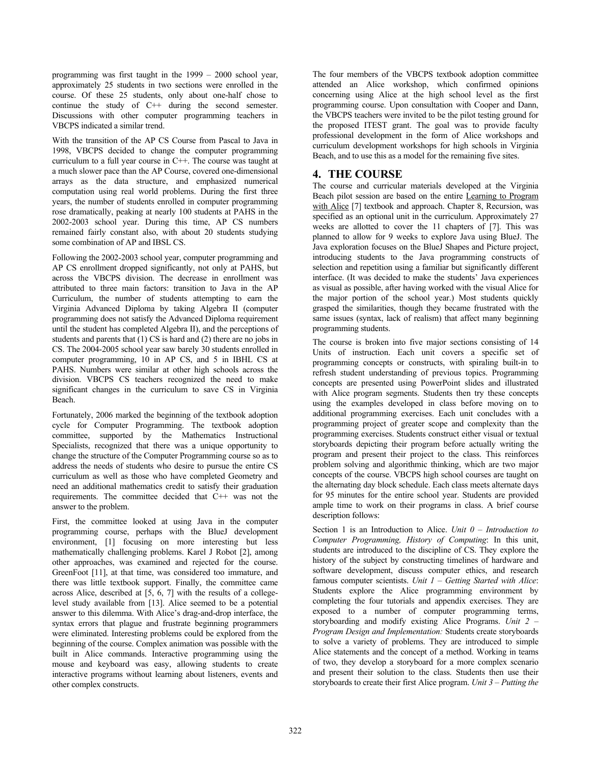programming was first taught in the 1999 – 2000 school year, approximately 25 students in two sections were enrolled in the course. Of these 25 students, only about one-half chose to continue the study of C++ during the second semester. Discussions with other computer programming teachers in VBCPS indicated a similar trend.

With the transition of the AP CS Course from Pascal to Java in 1998, VBCPS decided to change the computer programming curriculum to a full year course in C++. The course was taught at a much slower pace than the AP Course, covered one-dimensional arrays as the data structure, and emphasized numerical computation using real world problems. During the first three years, the number of students enrolled in computer programming rose dramatically, peaking at nearly 100 students at PAHS in the 2002-2003 school year. During this time, AP CS numbers remained fairly constant also, with about 20 students studying some combination of AP and IBSL CS.

Following the 2002-2003 school year, computer programming and AP CS enrollment dropped significantly, not only at PAHS, but across the VBCPS division. The decrease in enrollment was attributed to three main factors: transition to Java in the AP Curriculum, the number of students attempting to earn the Virginia Advanced Diploma by taking Algebra II (computer programming does not satisfy the Advanced Diploma requirement until the student has completed Algebra II), and the perceptions of students and parents that (1) CS is hard and (2) there are no jobs in CS. The 2004-2005 school year saw barely 30 students enrolled in computer programming, 10 in AP CS, and 5 in IBHL CS at PAHS. Numbers were similar at other high schools across the division. VBCPS CS teachers recognized the need to make significant changes in the curriculum to save CS in Virginia Beach.

Fortunately, 2006 marked the beginning of the textbook adoption cycle for Computer Programming. The textbook adoption committee, supported by the Mathematics Instructional Specialists, recognized that there was a unique opportunity to change the structure of the Computer Programming course so as to address the needs of students who desire to pursue the entire CS curriculum as well as those who have completed Geometry and need an additional mathematics credit to satisfy their graduation requirements. The committee decided that C++ was not the answer to the problem.

First, the committee looked at using Java in the computer programming course, perhaps with the BlueJ development environment, [1] focusing on more interesting but less mathematically challenging problems. Karel J Robot [2], among other approaches, was examined and rejected for the course. GreenFoot [11], at that time, was considered too immature, and there was little textbook support. Finally, the committee came across Alice, described at [5, 6, 7] with the results of a college-level study available from [13]. Alice seemed to be a potential answer to this dilemma. With Alice's drag-and-drop interface, the syntax errors that plague and frustrate beginning programmers were eliminated. Interesting problems could be explored from the beginning of the course. Complex animation was possible with the built in Alice commands. Interactive programming using the mouse and keyboard was easy, allowing students to create interactive programs without learning about listeners, events and other complex constructs.

The four members of the VBCPS textbook adoption committee attended an Alice workshop, which confirmed opinions concerning using Alice at the high school level as the first programming course. Upon consultation with Cooper and Dann, the VBCPS teachers were invited to be the pilot testing ground for the proposed ITEST grant. The goal was to provide faculty professional development in the form of Alice workshops and curriculum development workshops for high schools in Virginia Beach, and to use this as a model for the remaining five sites.

## 4. THE COURSE

The course and curricular materials developed at the Virginia Beach pilot session are based on the entire Learning to Program with Alice [7] textbook and approach. Chapter 8, Recursion, was specified as an optional unit in the curriculum. Approximately 27 weeks are allotted to cover the 11 chapters of [7]. This was planned to allow for 9 weeks to explore Java using BlueJ. The Java exploration focuses on the BlueJ Shapes and Picture project, introducing students to the Java programming constructs of selection and repetition using a familiar but significantly different interface. (It was decided to make the students' Java experiences as visual as possible, after having worked with the visual Alice for the major portion of the school year.) Most students quickly grasped the similarities, though they became frustrated with the same issues (syntax, lack of realism) that affect many beginning programming students.

The course is broken into five major sections consisting of 14 Units of instruction. Each unit covers a specific set of programming concepts or constructs, with spiraling built-in to refresh student understanding of previous topics. Programming concepts are presented using PowerPoint slides and illustrated with Alice program segments. Students then try these concepts using the examples developed in class before moving on to additional programming exercises. Each unit concludes with a programming project of greater scope and complexity than the programming exercises. Students construct either visual or textual storyboards depicting their program before actually writing the program and present their project to the class. This reinforces problem solving and algorithmic thinking, which are two major concepts of the course. VBCPS high school courses are taught on the alternating day block schedule. Each class meets alternate days for 95 minutes for the entire school year. Students are provided ample time to work on their programs in class. A brief course description follows:

Section 1 is an Introduction to Alice. *Unit 0 – Introduction to Computer Programming, History of Computing*: In this unit, students are introduced to the discipline of CS. They explore the history of the subject by constructing timelines of hardware and software development, discuss computer ethics, and research famous computer scientists. *Unit 1 – Getting Started with Alice*: Students explore the Alice programming environment by completing the four tutorials and appendix exercises. They are exposed to a number of computer programming terms, storyboarding and modify existing Alice Programs. *Unit 2 – Program Design and Implementation:* Students create storyboards to solve a variety of problems. They are introduced to simple Alice statements and the concept of a method. Working in teams of two, they develop a storyboard for a more complex scenario and present their solution to the class. Students then use their storyboards to create their first Alice program. *Unit 3 – Putting the*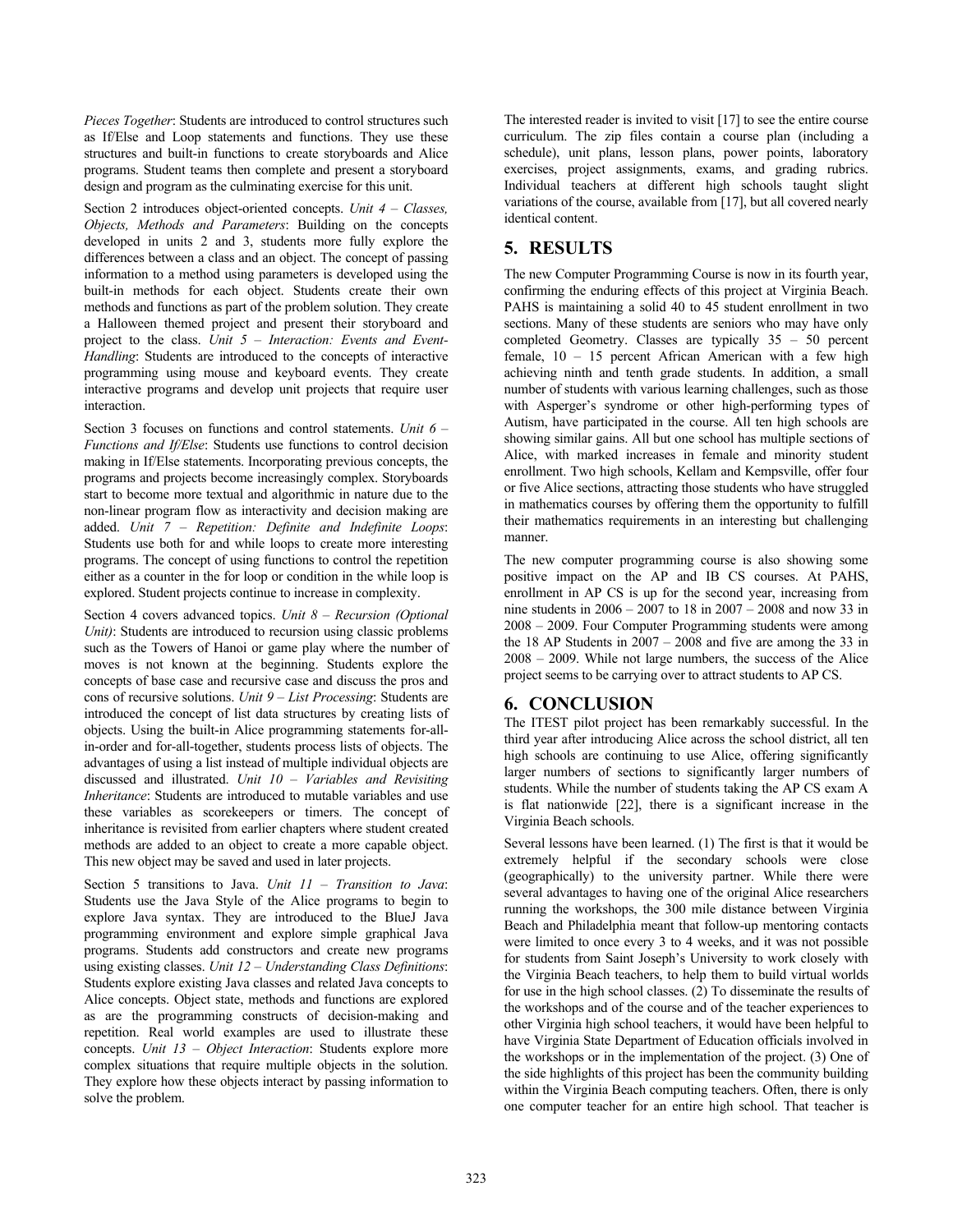*Pieces Together*: Students are introduced to control structures such as If/Else and Loop statements and functions. They use these structures and built-in functions to create storyboards and Alice programs. Student teams then complete and present a storyboard design and program as the culminating exercise for this unit.

Section 2 introduces object-oriented concepts. *Unit 4 – Classes, Objects, Methods and Parameters*: Building on the concepts developed in units 2 and 3, students more fully explore the differences between a class and an object. The concept of passing information to a method using parameters is developed using the built-in methods for each object. Students create their own methods and functions as part of the problem solution. They create a Halloween themed project and present their storyboard and project to the class. *Unit 5 – Interaction: Events and Event-Handling*: Students are introduced to the concepts of interactive programming using mouse and keyboard events. They create interactive programs and develop unit projects that require user interaction.

Section 3 focuses on functions and control statements. *Unit 6 – Functions and If/Else*: Students use functions to control decision making in If/Else statements. Incorporating previous concepts, the programs and projects become increasingly complex. Storyboards start to become more textual and algorithmic in nature due to the non-linear program flow as interactivity and decision making are added. *Unit 7 – Repetition: Definite and Indefinite Loops*: Students use both for and while loops to create more interesting programs. The concept of using functions to control the repetition either as a counter in the for loop or condition in the while loop is explored. Student projects continue to increase in complexity.

Section 4 covers advanced topics. *Unit 8 – Recursion (Optional Unit)*: Students are introduced to recursion using classic problems such as the Towers of Hanoi or game play where the number of moves is not known at the beginning. Students explore the concepts of base case and recursive case and discuss the pros and cons of recursive solutions. *Unit 9 – List Processing*: Students are introduced the concept of list data structures by creating lists of objects. Using the built-in Alice programming statements for-all-in-order and for-all-together, students process lists of objects. The advantages of using a list instead of multiple individual objects are discussed and illustrated. *Unit 10 – Variables and Revisiting Inheritance*: Students are introduced to mutable variables and use these variables as scorekeepers or timers. The concept of inheritance is revisited from earlier chapters where student created methods are added to an object to create a more capable object. This new object may be saved and used in later projects.

Section 5 transitions to Java. *Unit 11 – Transition to Java*: Students use the Java Style of the Alice programs to begin to explore Java syntax. They are introduced to the BlueJ Java programming environment and explore simple graphical Java programs. Students add constructors and create new programs using existing classes. *Unit 12 – Understanding Class Definitions*: Students explore existing Java classes and related Java concepts to Alice concepts. Object state, methods and functions are explored as are the programming constructs of decision-making and repetition. Real world examples are used to illustrate these concepts. *Unit 13 – Object Interaction*: Students explore more complex situations that require multiple objects in the solution. They explore how these objects interact by passing information to solve the problem.

The interested reader is invited to visit [17] to see the entire course curriculum. The zip files contain a course plan (including a schedule), unit plans, lesson plans, power points, laboratory exercises, project assignments, exams, and grading rubrics. Individual teachers at different high schools taught slight variations of the course, available from [17], but all covered nearly identical content.

## 5. RESULTS

The new Computer Programming Course is now in its fourth year, confirming the enduring effects of this project at Virginia Beach. PAHS is maintaining a solid 40 to 45 student enrollment in two sections. Many of these students are seniors who may have only completed Geometry. Classes are typically 35 – 50 percent female, 10 – 15 percent African American with a few high achieving ninth and tenth grade students. In addition, a small number of students with various learning challenges, such as those with Asperger's syndrome or other high-performing types of Autism, have participated in the course. All ten high schools are showing similar gains. All but one school has multiple sections of Alice, with marked increases in female and minority student enrollment. Two high schools, Kellam and Kempsville, offer four or five Alice sections, attracting those students who have struggled in mathematics courses by offering them the opportunity to fulfill their mathematics requirements in an interesting but challenging manner.

The new computer programming course is also showing some positive impact on the AP and IB CS courses. At PAHS, enrollment in AP CS is up for the second year, increasing from nine students in 2006 – 2007 to 18 in 2007 – 2008 and now 33 in 2008 – 2009. Four Computer Programming students were among the 18 AP Students in 2007 – 2008 and five are among the 33 in 2008 – 2009. While not large numbers, the success of the Alice project seems to be carrying over to attract students to AP CS.

## 6. CONCLUSION

The ITEST pilot project has been remarkably successful. In the third year after introducing Alice across the school district, all ten high schools are continuing to use Alice, offering significantly larger numbers of sections to significantly larger numbers of students. While the number of students taking the AP CS exam A is flat nationwide [22], there is a significant increase in the Virginia Beach schools.

Several lessons have been learned. (1) The first is that it would be extremely helpful if the secondary schools were close (geographically) to the university partner. While there were several advantages to having one of the original Alice researchers running the workshops, the 300 mile distance between Virginia Beach and Philadelphia meant that follow-up mentoring contacts were limited to once every 3 to 4 weeks, and it was not possible for students from Saint Joseph's University to work closely with the Virginia Beach teachers, to help them to build virtual worlds for use in the high school classes. (2) To disseminate the results of the workshops and of the course and of the teacher experiences to other Virginia high school teachers, it would have been helpful to have Virginia State Department of Education officials involved in the workshops or in the implementation of the project. (3) One of the side highlights of this project has been the community building within the Virginia Beach computing teachers. Often, there is only one computer teacher for an entire high school. That teacher is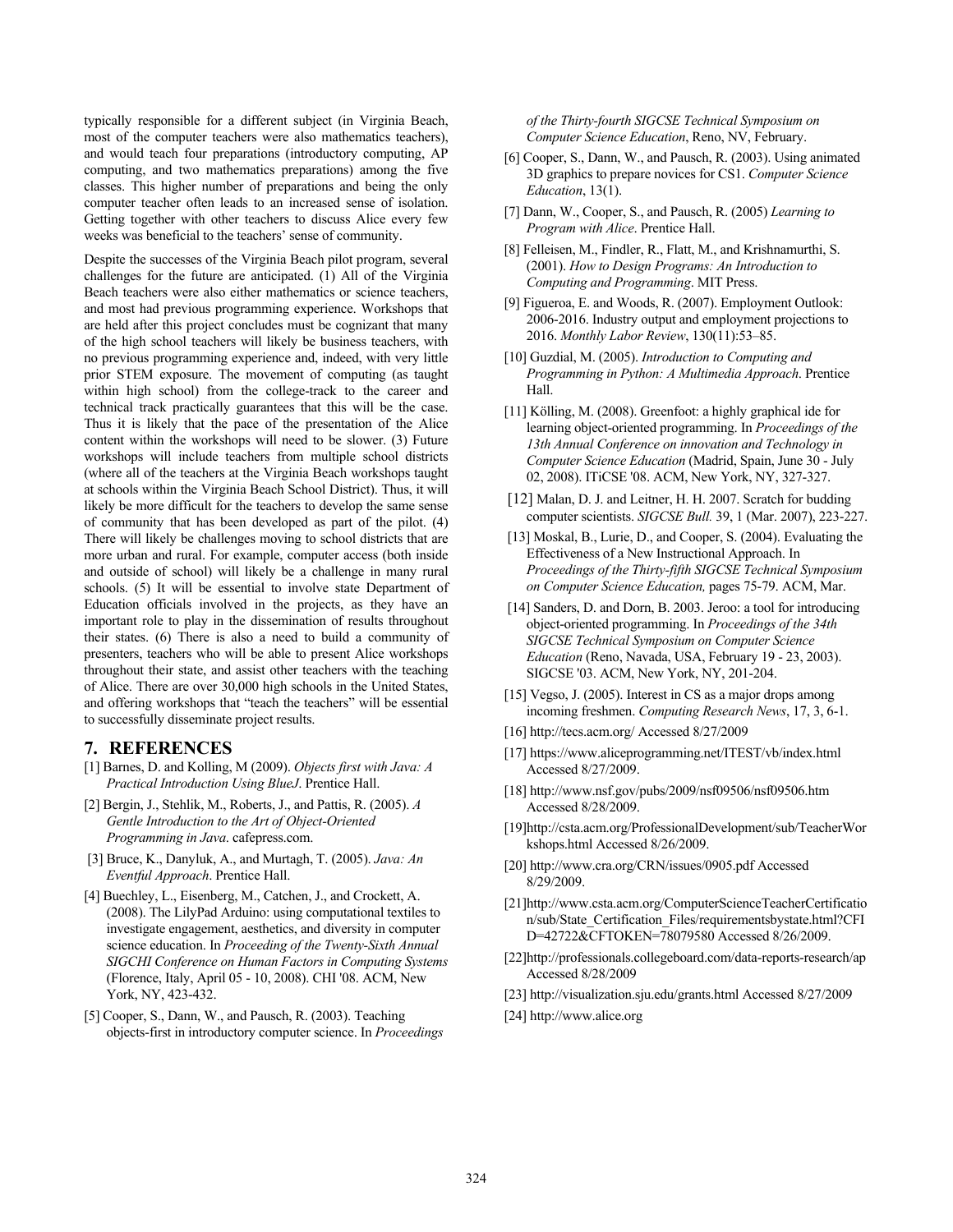typically responsible for a different subject (in Virginia Beach, most of the computer teachers were also mathematics teachers), and would teach four preparations (introductory computing, AP computing, and two mathematics preparations) among the five classes. This higher number of preparations and being the only computer teacher often leads to an increased sense of isolation. Getting together with other teachers to discuss Alice every few weeks was beneficial to the teachers' sense of community.

Despite the successes of the Virginia Beach pilot program, several challenges for the future are anticipated. (1) All of the Virginia Beach teachers were also either mathematics or science teachers, and most had previous programming experience. Workshops that are held after this project concludes must be cognizant that many of the high school teachers will likely be business teachers, with no previous programming experience and, indeed, with very little prior STEM exposure. The movement of computing (as taught within high school) from the college-track to the career and technical track practically guarantees that this will be the case. Thus it is likely that the pace of the presentation of the Alice content within the workshops will need to be slower. (3) Future workshops will include teachers from multiple school districts (where all of the teachers at the Virginia Beach workshops taught at schools within the Virginia Beach School District). Thus, it will likely be more difficult for the teachers to develop the same sense of community that has been developed as part of the pilot. (4) There will likely be challenges moving to school districts that are more urban and rural. For example, computer access (both inside and outside of school) will likely be a challenge in many rural schools. (5) It will be essential to involve state Department of Education officials involved in the projects, as they have an important role to play in the dissemination of results throughout their states. (6) There is also a need to build a community of presenters, teachers who will be able to present Alice workshops throughout their state, and assist other teachers with the teaching of Alice. There are over 30,000 high schools in the United States, and offering workshops that "teach the teachers" will be essential to successfully disseminate project results.

## 7. REFERENCES

[1] Barnes, D. and Kolling, M (2009). *Objects first with Java: A Practical Introduction Using BlueJ*. Prentice Hall.

[2] Bergin, J., Stehlik, M., Roberts, J., and Pattis, R. (2005). *A Gentle Introduction to the Art of Object-Oriented Programming in Java*. cafepress.com.

[3] Bruce, K., Danyluk, A., and Murtagh, T. (2005). *Java: An Eventful Approach*. Prentice Hall.

[4] Buechley, L., Eisenberg, M., Catchen, J., and Crockett, A. (2008). The LilyPad Arduino: using computational textiles to investigate engagement, aesthetics, and diversity in computer science education. In *Proceeding of the Twenty-Sixth Annual SIGCHI Conference on Human Factors in Computing Systems* (Florence, Italy, April 05 - 10, 2008). CHI '08. ACM, New York, NY, 423-432.

[5] Cooper, S., Dann, W., and Pausch, R. (2003). Teaching objects-first in introductory computer science. In *Proceedings of the Thirty-fourth SIGCSE Technical Symposium on Computer Science Education*, Reno, NV, February.

[6] Cooper, S., Dann, W., and Pausch, R. (2003). Using animated 3D graphics to prepare novices for CS1. *Computer Science Education*, 13(1).

[7] Dann, W., Cooper, S., and Pausch, R. (2005) *Learning to Program with Alice*. Prentice Hall.

[8] Felleisen, M., Findler, R., Flatt, M., and Krishnamurthi, S. (2001). *How to Design Programs: An Introduction to Computing and Programming*. MIT Press.

[9] Figueroa, E. and Woods, R. (2007). Employment Outlook: 2006-2016. Industry output and employment projections to 2016. *Monthly Labor Review*, 130(11):53–85.

[10] Guzdial, M. (2005). *Introduction to Computing and Programming in Python: A Multimedia Approach*. Prentice Hall.

[11] Kölling, M. (2008). Greenfoot: a highly graphical ide for learning object-oriented programming. In *Proceedings of the 13th Annual Conference on innovation and Technology in Computer Science Education* (Madrid, Spain, June 30 - July 02, 2008). ITiCSE '08. ACM, New York, NY, 327-327.

[12] Malan, D. J. and Leitner, H. H. 2007. Scratch for budding computer scientists. *SIGCSE Bull.* 39, 1 (Mar. 2007), 223-227.

[13] Moskal, B., Lurie, D., and Cooper, S. (2004). Evaluating the Effectiveness of a New Instructional Approach. In *Proceedings of the Thirty-fifth SIGCSE Technical Symposium on Computer Science Education,* pages 75-79. ACM, Mar.

[14] Sanders, D. and Dorn, B. 2003. Jeroo: a tool for introducing object-oriented programming. In *Proceedings of the 34th SIGCSE Technical Symposium on Computer Science Education* (Reno, Navada, USA, February 19 - 23, 2003). SIGCSE '03. ACM, New York, NY, 201-204.

[15] Vegso, J. (2005). Interest in CS as a major drops among incoming freshmen. *Computing Research News*, 17, 3, 6-1.

[16] http://tecs.acm.org/ Accessed 8/27/2009

[17] https://www.aliceprogramming.net/ITEST/vb/index.html Accessed 8/27/2009.

[18] http://www.nsf.gov/pubs/2009/nsf09506/nsf09506.htm Accessed 8/28/2009.

[19]http://csta.acm.org/ProfessionalDevelopment/sub/TeacherWorkshops.html Accessed 8/26/2009.

[20] http://www.cra.org/CRN/issues/0905.pdf Accessed 8/29/2009.

[21]http://www.csta.acm.org/ComputerScienceTeacherCertification/sub/State_Certification_Files/requirementsbystate.html?CFID=42722&CFTOKEN=78079580 Accessed 8/26/2009.

[22]http://professionals.collegeboard.com/data-reports-research/ap Accessed 8/28/2009

[23] http://visualization.sju.edu/grants.html Accessed 8/27/2009

[24] http://www.alice.org